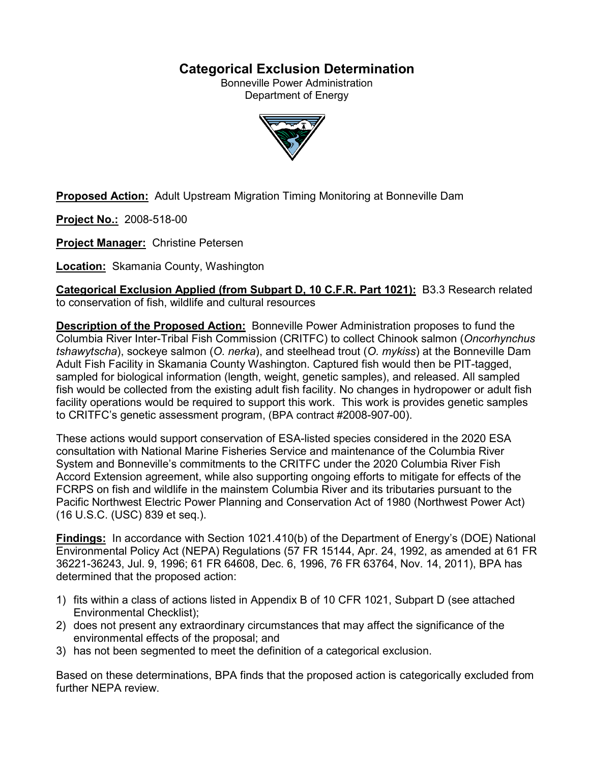# Categorical Exclusion Determination

Bonneville Power Administration
Department of Energy

**Proposed Action:** Adult Upstream Migration Timing Monitoring at Bonneville Dam

**Project No.:** 2008-518-00

**Project Manager:** Christine Petersen

**Location:** Skamania County, Washington

**Categorical Exclusion Applied (from Subpart D, 10 C.F.R. Part 1021):** B3.3 Research related to conservation of fish, wildlife and cultural resources

**Description of the Proposed Action:** Bonneville Power Administration proposes to fund the Columbia River Inter-Tribal Fish Commission (CRITFC) to collect Chinook salmon (*Oncorhynchus tshawytscha*), sockeye salmon (*O. nerka*), and steelhead trout (*O. mykiss*) at the Bonneville Dam Adult Fish Facility in Skamania County Washington. Captured fish would then be PIT-tagged, sampled for biological information (length, weight, genetic samples), and released. All sampled fish would be collected from the existing adult fish facility. No changes in hydropower or adult fish facility operations would be required to support this work. This work is provides genetic samples to CRITFC's genetic assessment program, (BPA contract #2008-907-00).

These actions would support conservation of ESA-listed species considered in the 2020 ESA consultation with National Marine Fisheries Service and maintenance of the Columbia River System and Bonneville's commitments to the CRITFC under the 2020 Columbia River Fish Accord Extension agreement, while also supporting ongoing efforts to mitigate for effects of the FCRPS on fish and wildlife in the mainstem Columbia River and its tributaries pursuant to the Pacific Northwest Electric Power Planning and Conservation Act of 1980 (Northwest Power Act) (16 U.S.C. (USC) 839 et seq.).

**Findings:** In accordance with Section 1021.410(b) of the Department of Energy's (DOE) National Environmental Policy Act (NEPA) Regulations (57 FR 15144, Apr. 24, 1992, as amended at 61 FR 36221-36243, Jul. 9, 1996; 61 FR 64608, Dec. 6, 1996, 76 FR 63764, Nov. 14, 2011), BPA has determined that the proposed action:

1) fits within a class of actions listed in Appendix B of 10 CFR 1021, Subpart D (see attached Environmental Checklist);
2) does not present any extraordinary circumstances that may affect the significance of the environmental effects of the proposal; and
3) has not been segmented to meet the definition of a categorical exclusion.

Based on these determinations, BPA finds that the proposed action is categorically excluded from further NEPA review.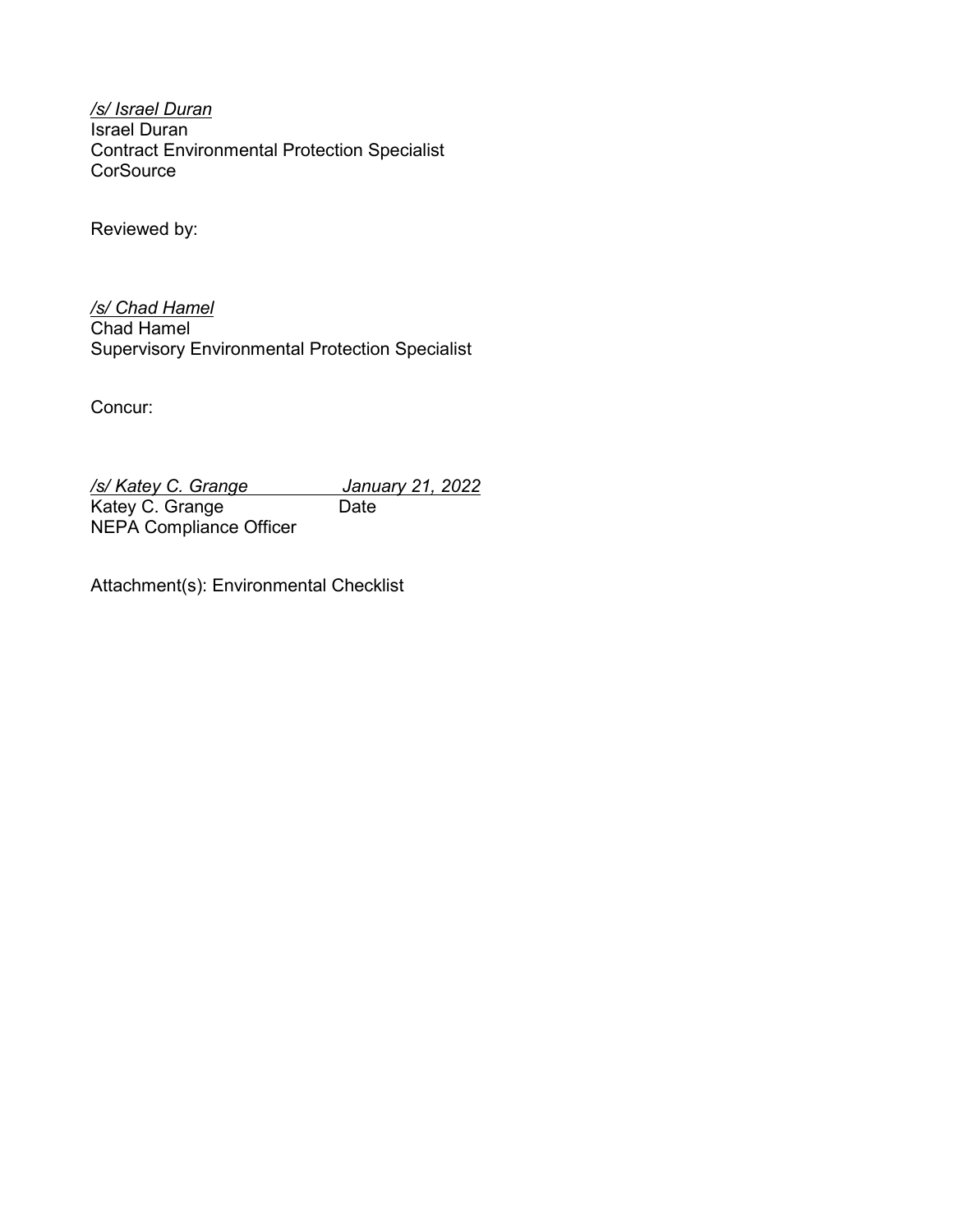*/s/ Israel Duran*
Israel Duran
Contract Environmental Protection Specialist
CorSource

Reviewed by:

*/s/ Chad Hamel*
Chad Hamel
Supervisory Environmental Protection Specialist

Concur:

*/s/ Katey C. Grange* *January 21, 2022*
Katey C. Grange Date
NEPA Compliance Officer

Attachment(s): Environmental Checklist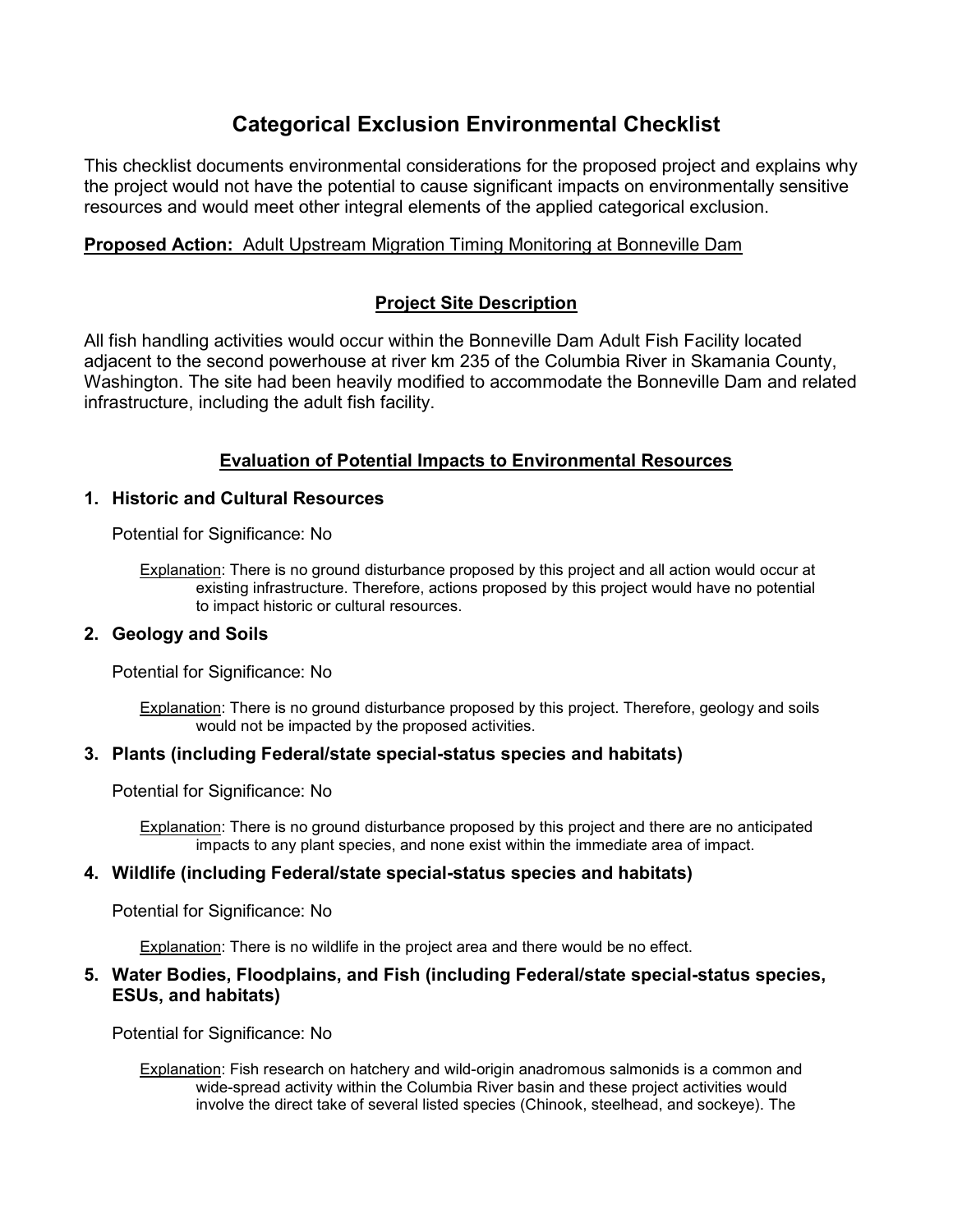# Categorical Exclusion Environmental Checklist

This checklist documents environmental considerations for the proposed project and explains why the project would not have the potential to cause significant impacts on environmentally sensitive resources and would meet other integral elements of the applied categorical exclusion.

**Proposed Action:** Adult Upstream Migration Timing Monitoring at Bonneville Dam

## Project Site Description

All fish handling activities would occur within the Bonneville Dam Adult Fish Facility located adjacent to the second powerhouse at river km 235 of the Columbia River in Skamania County, Washington. The site had been heavily modified to accommodate the Bonneville Dam and related infrastructure, including the adult fish facility.

## Evaluation of Potential Impacts to Environmental Resources

### 1. Historic and Cultural Resources

Potential for Significance: No

Explanation: There is no ground disturbance proposed by this project and all action would occur at existing infrastructure. Therefore, actions proposed by this project would have no potential to impact historic or cultural resources.

### 2. Geology and Soils

Potential for Significance: No

Explanation: There is no ground disturbance proposed by this project. Therefore, geology and soils would not be impacted by the proposed activities.

### 3. Plants (including Federal/state special-status species and habitats)

Potential for Significance: No

Explanation: There is no ground disturbance proposed by this project and there are no anticipated impacts to any plant species, and none exist within the immediate area of impact.

### 4. Wildlife (including Federal/state special-status species and habitats)

Potential for Significance: No

Explanation: There is no wildlife in the project area and there would be no effect.

### 5. Water Bodies, Floodplains, and Fish (including Federal/state special-status species, ESUs, and habitats)

Potential for Significance: No

Explanation: Fish research on hatchery and wild-origin anadromous salmonids is a common and wide-spread activity within the Columbia River basin and these project activities would involve the direct take of several listed species (Chinook, steelhead, and sockeye). The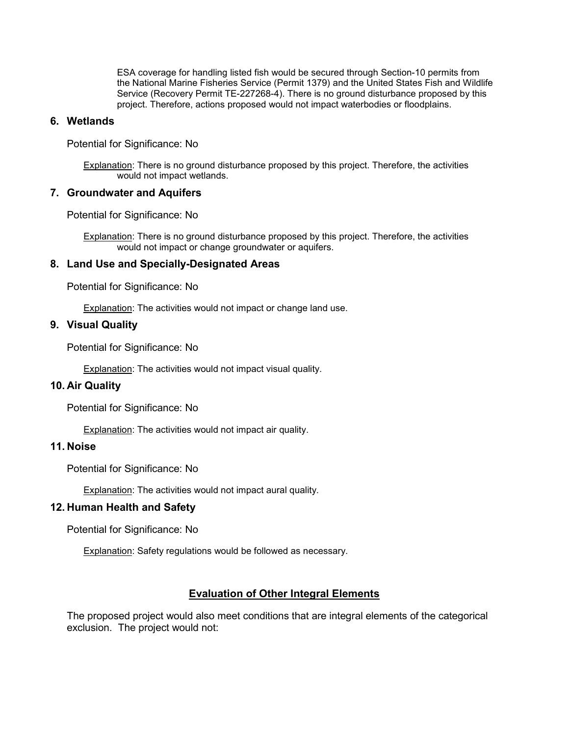ESA coverage for handling listed fish would be secured through Section-10 permits from the National Marine Fisheries Service (Permit 1379) and the United States Fish and Wildlife Service (Recovery Permit TE-227268-4). There is no ground disturbance proposed by this project. Therefore, actions proposed would not impact waterbodies or floodplains.

### 6. Wetlands

Potential for Significance: No

Explanation: There is no ground disturbance proposed by this project. Therefore, the activities would not impact wetlands.

### 7. Groundwater and Aquifers

Potential for Significance: No

Explanation: There is no ground disturbance proposed by this project. Therefore, the activities would not impact or change groundwater or aquifers.

### 8. Land Use and Specially-Designated Areas

Potential for Significance: No

Explanation: The activities would not impact or change land use.

### 9. Visual Quality

Potential for Significance: No

Explanation: The activities would not impact visual quality.

### 10. Air Quality

Potential for Significance: No

Explanation: The activities would not impact air quality.

### 11. Noise

Potential for Significance: No

Explanation: The activities would not impact aural quality.

### 12. Human Health and Safety

Potential for Significance: No

Explanation: Safety regulations would be followed as necessary.

## Evaluation of Other Integral Elements

The proposed project would also meet conditions that are integral elements of the categorical exclusion. The project would not: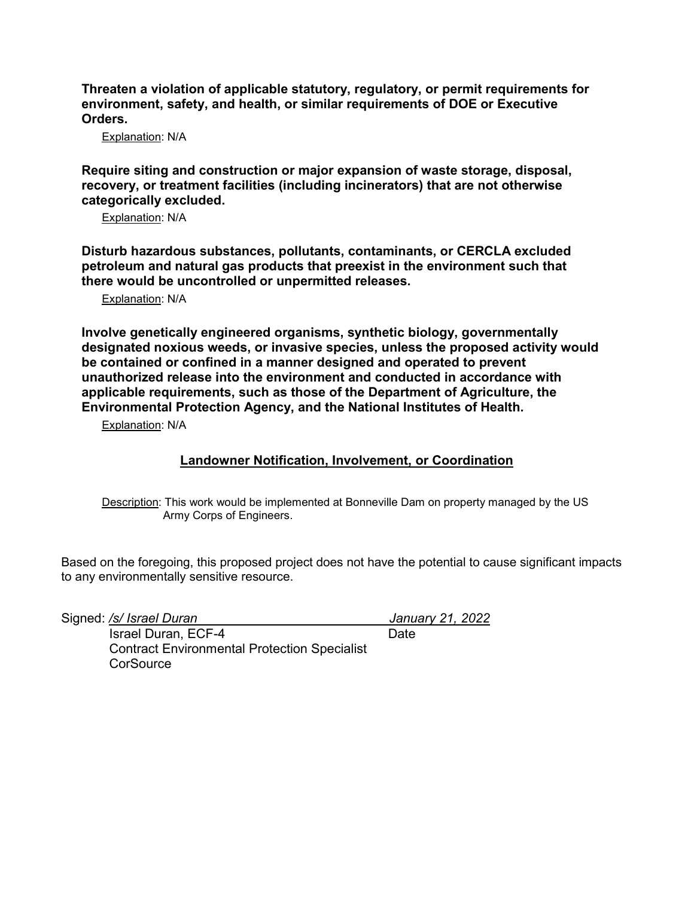**Threaten a violation of applicable statutory, regulatory, or permit requirements for environment, safety, and health, or similar requirements of DOE or Executive Orders.**

Explanation: N/A

**Require siting and construction or major expansion of waste storage, disposal, recovery, or treatment facilities (including incinerators) that are not otherwise categorically excluded.**

Explanation: N/A

**Disturb hazardous substances, pollutants, contaminants, or CERCLA excluded petroleum and natural gas products that preexist in the environment such that there would be uncontrolled or unpermitted releases.**

Explanation: N/A

**Involve genetically engineered organisms, synthetic biology, governmentally designated noxious weeds, or invasive species, unless the proposed activity would be contained or confined in a manner designed and operated to prevent unauthorized release into the environment and conducted in accordance with applicable requirements, such as those of the Department of Agriculture, the Environmental Protection Agency, and the National Institutes of Health.**

Explanation: N/A

## Landowner Notification, Involvement, or Coordination

Description: This work would be implemented at Bonneville Dam on property managed by the US Army Corps of Engineers.

Based on the foregoing, this proposed project does not have the potential to cause significant impacts to any environmentally sensitive resource.

Signed: */s/ Israel Duran* *January 21, 2022*

Israel Duran, ECF-4 Date
Contract Environmental Protection Specialist
CorSource